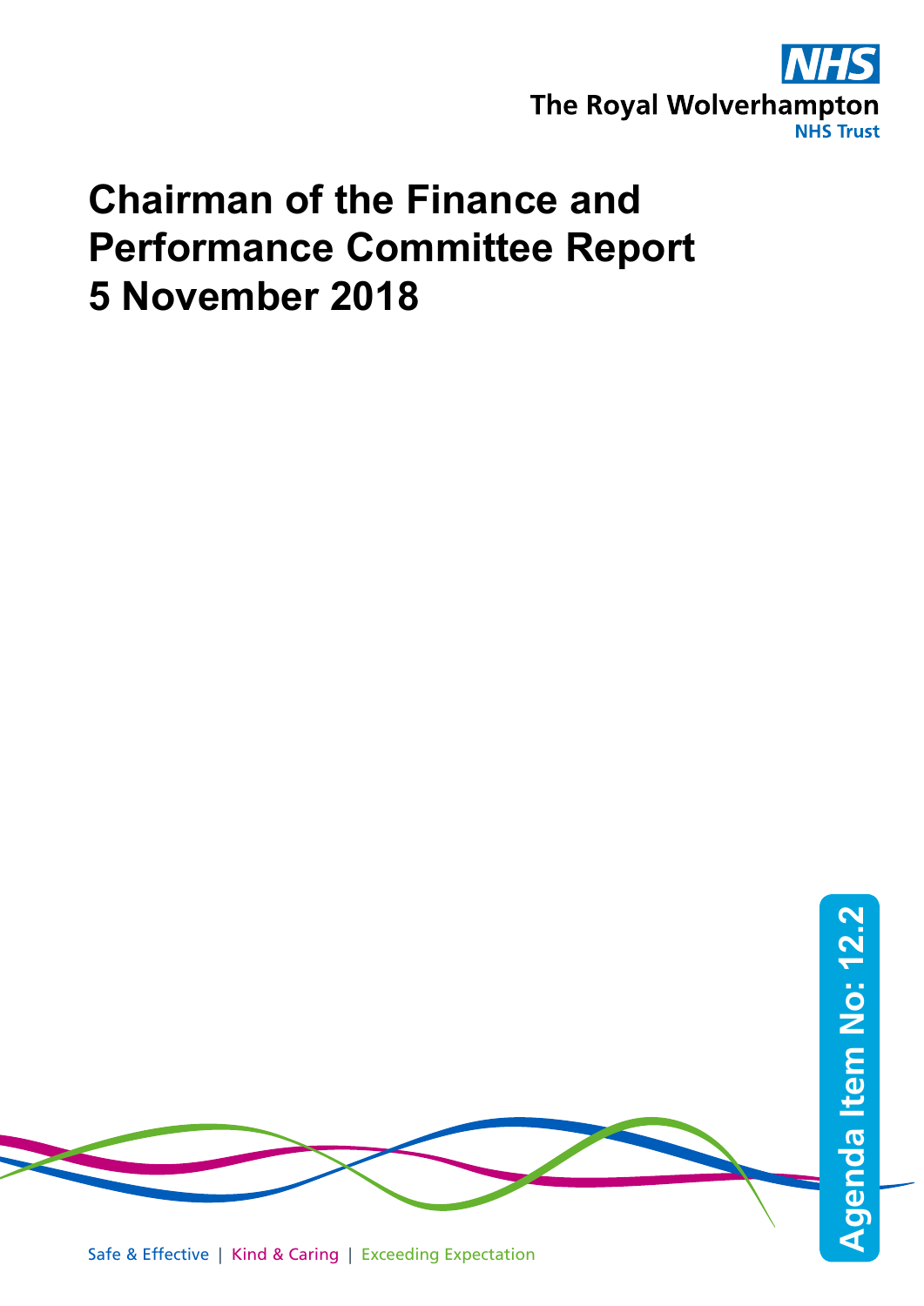The Royal Wolverhampton NHS Trust

# Chairman of the Finance and Performance Committee Report 5 November 2018

Agenda Item No: 12.2

Safe & Effective | Kind & Caring | Exceeding Expectation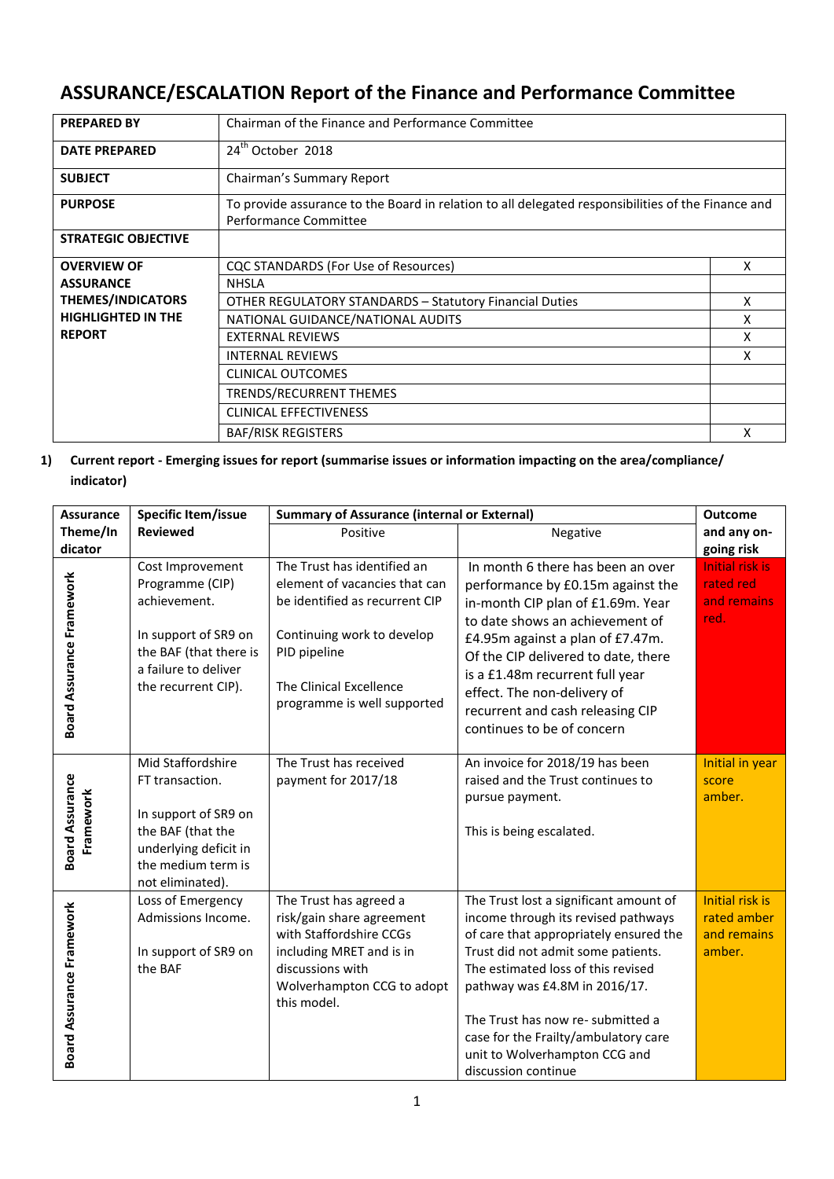# ASSURANCE/ESCALATION Report of the Finance and Performance Committee

| | | |
|---|---|---|
| **PREPARED BY** | Chairman of the Finance and Performance Committee | |
| **DATE PREPARED** | 24th October 2018 | |
| **SUBJECT** | Chairman's Summary Report | |
| **PURPOSE** | To provide assurance to the Board in relation to all delegated responsibilities of the Finance and Performance Committee | |
| **STRATEGIC OBJECTIVE** | | |
| **OVERVIEW OF ASSURANCE THEMES/INDICATORS HIGHLIGHTED IN THE REPORT** | CQC STANDARDS (For Use of Resources) | X |
| | NHSLA | |
| | OTHER REGULATORY STANDARDS – Statutory Financial Duties | X |
| | NATIONAL GUIDANCE/NATIONAL AUDITS | X |
| | EXTERNAL REVIEWS | X |
| | INTERNAL REVIEWS | X |
| | CLINICAL OUTCOMES | |
| | TRENDS/RECURRENT THEMES | |
| | CLINICAL EFFECTIVENESS | |
| | BAF/RISK REGISTERS | X |

**1) Current report - Emerging issues for report (summarise issues or information impacting on the area/compliance/ indicator)**

| Assurance Theme/Indicator | Specific Item/issue Reviewed | Summary of Assurance (internal or External) | | Outcome and any on-going risk |
|---|---|---|---|---|
| | | Positive | Negative | |
| Board Assurance Framework | Cost Improvement Programme (CIP) achievement.<br><br>In support of SR9 on the BAF (that there is a failure to deliver the recurrent CIP). | The Trust has identified an element of vacancies that can be identified as recurrent CIP<br><br>Continuing work to develop PID pipeline<br><br>The Clinical Excellence programme is well supported | In month 6 there has been an over performance by £0.15m against the in-month CIP plan of £1.69m. Year to date shows an achievement of £4.95m against a plan of £7.47m. Of the CIP delivered to date, there is a £1.48m recurrent full year effect. The non-delivery of recurrent and cash releasing CIP continues to be of concern | Initial risk is rated red and remains red. |
| Board Assurance Framework | Mid Staffordshire FT transaction.<br><br>In support of SR9 on the BAF (that the underlying deficit in the medium term is not eliminated). | The Trust has received payment for 2017/18 | An invoice for 2018/19 has been raised and the Trust continues to pursue payment.<br><br>This is being escalated. | Initial in year score amber. |
| Board Assurance Framework | Loss of Emergency Admissions Income.<br><br>In support of SR9 on the BAF | The Trust has agreed a risk/gain share agreement with Staffordshire CCGs including MRET and is in discussions with Wolverhampton CCG to adopt this model. | The Trust lost a significant amount of income through its revised pathways of care that appropriately ensured the Trust did not admit some patients. The estimated loss of this revised pathway was £4.8M in 2016/17.<br><br>The Trust has now re- submitted a case for the Frailty/ambulatory care unit to Wolverhampton CCG and discussion continue | Initial risk is rated amber and remains amber. |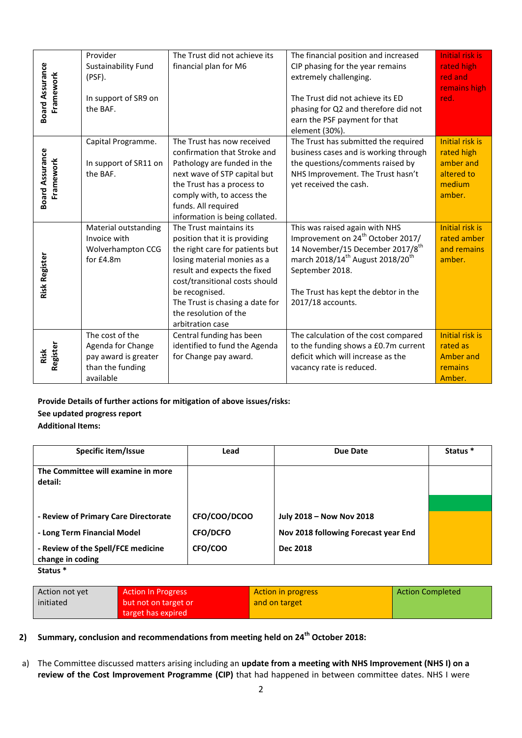| | | | | |
|---|---|---|---|---|
| Board Assurance Framework | Provider Sustainability Fund (PSF).<br><br>In support of SR9 on the BAF. | The Trust did not achieve its financial plan for M6 | The financial position and increased CIP phasing for the year remains extremely challenging.<br><br>The Trust did not achieve its ED phasing for Q2 and therefore did not earn the PSF payment for that element (30%). | Initial risk is rated high red and remains high red. |
| Board Assurance Framework | Capital Programme.<br><br>In support of SR11 on the BAF. | The Trust has now received confirmation that Stroke and Pathology are funded in the next wave of STP capital but the Trust has a process to comply with, to access the funds. All required information is being collated. | The Trust has submitted the required business cases and is working through the questions/comments raised by NHS Improvement. The Trust hasn't yet received the cash. | Initial risk is rated high amber and altered to medium amber. |
| Risk Register | Material outstanding Invoice with Wolverhampton CCG for £4.8m | The Trust maintains its position that it is providing the right care for patients but losing material monies as a result and expects the fixed cost/transitional costs should be recognised.<br>The Trust is chasing a date for the resolution of the arbitration case | This was raised again with NHS Improvement on 24th October 2017/ 14 November/15 December 2017/8th march 2018/14th August 2018/20th September 2018.<br><br>The Trust has kept the debtor in the 2017/18 accounts. | Initial risk is rated amber and remains amber. |
| Risk Register | The cost of the Agenda for Change pay award is greater than the funding available | Central funding has been identified to fund the Agenda for Change pay award. | The calculation of the cost compared to the funding shows a £0.7m current deficit which will increase as the vacancy rate is reduced. | Initial risk is rated as Amber and remains Amber. |

**Provide Details of further actions for mitigation of above issues/risks:**

**See updated progress report**

**Additional Items:**

| Specific item/Issue | Lead | Due Date | Status * |
|---|---|---|---|
| **The Committee will examine in more detail:** | | | |
| **- Review of Primary Care Directorate** | **CFO/COO/DCOO** | **July 2018 – Now Nov 2018** | |
| **- Long Term Financial Model** | **CFO/DCFO** | **Nov 2018 following Forecast year End** | |
| **- Review of the Spell/FCE medicine change in coding** | **CFO/COO** | **Dec 2018** | |

**Status ***

| Action not yet initiated | Action In Progress but not on target or target has expired | Action in progress and on target | Action Completed |
|---|---|---|---|

**2) Summary, conclusion and recommendations from meeting held on 24th October 2018:**

a) The Committee discussed matters arising including an **update from a meeting with NHS Improvement (NHS I) on a review of the Cost Improvement Programme (CIP)** that had happened in between committee dates. NHS I were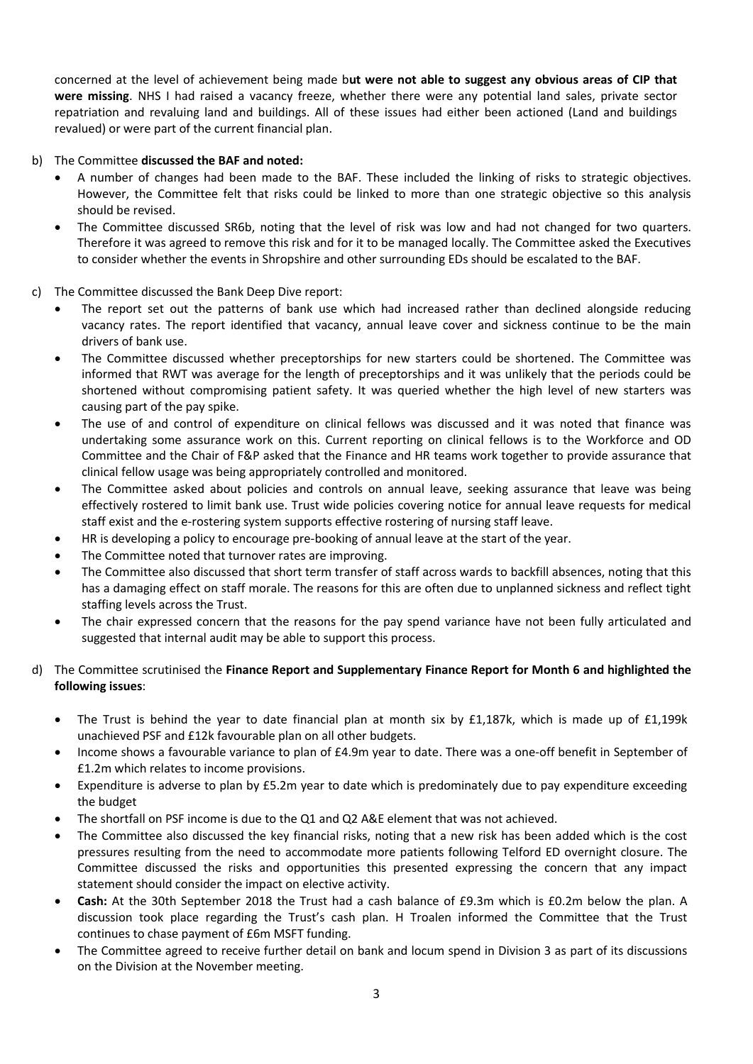concerned at the level of achievement being made b**ut were not able to suggest any obvious areas of CIP that were missing**. NHS I had raised a vacancy freeze, whether there were any potential land sales, private sector repatriation and revaluing land and buildings. All of these issues had either been actioned (Land and buildings revalued) or were part of the current financial plan.

b) The Committee **discussed the BAF and noted:**
   - A number of changes had been made to the BAF. These included the linking of risks to strategic objectives. However, the Committee felt that risks could be linked to more than one strategic objective so this analysis should be revised.
   - The Committee discussed SR6b, noting that the level of risk was low and had not changed for two quarters. Therefore it was agreed to remove this risk and for it to be managed locally. The Committee asked the Executives to consider whether the events in Shropshire and other surrounding EDs should be escalated to the BAF.

c) The Committee discussed the Bank Deep Dive report:
   - The report set out the patterns of bank use which had increased rather than declined alongside reducing vacancy rates. The report identified that vacancy, annual leave cover and sickness continue to be the main drivers of bank use.
   - The Committee discussed whether preceptorships for new starters could be shortened. The Committee was informed that RWT was average for the length of preceptorships and it was unlikely that the periods could be shortened without compromising patient safety. It was queried whether the high level of new starters was causing part of the pay spike.
   - The use of and control of expenditure on clinical fellows was discussed and it was noted that finance was undertaking some assurance work on this. Current reporting on clinical fellows is to the Workforce and OD Committee and the Chair of F&P asked that the Finance and HR teams work together to provide assurance that clinical fellow usage was being appropriately controlled and monitored.
   - The Committee asked about policies and controls on annual leave, seeking assurance that leave was being effectively rostered to limit bank use. Trust wide policies covering notice for annual leave requests for medical staff exist and the e-rostering system supports effective rostering of nursing staff leave.
   - HR is developing a policy to encourage pre-booking of annual leave at the start of the year.
   - The Committee noted that turnover rates are improving.
   - The Committee also discussed that short term transfer of staff across wards to backfill absences, noting that this has a damaging effect on staff morale. The reasons for this are often due to unplanned sickness and reflect tight staffing levels across the Trust.
   - The chair expressed concern that the reasons for the pay spend variance have not been fully articulated and suggested that internal audit may be able to support this process.

d) The Committee scrutinised the **Finance Report and Supplementary Finance Report for Month 6 and highlighted the following issues**:

   - The Trust is behind the year to date financial plan at month six by £1,187k, which is made up of £1,199k unachieved PSF and £12k favourable plan on all other budgets.
   - Income shows a favourable variance to plan of £4.9m year to date. There was a one-off benefit in September of £1.2m which relates to income provisions.
   - Expenditure is adverse to plan by £5.2m year to date which is predominately due to pay expenditure exceeding the budget
   - The shortfall on PSF income is due to the Q1 and Q2 A&E element that was not achieved.
   - The Committee also discussed the key financial risks, noting that a new risk has been added which is the cost pressures resulting from the need to accommodate more patients following Telford ED overnight closure. The Committee discussed the risks and opportunities this presented expressing the concern that any impact statement should consider the impact on elective activity.
   - **Cash:** At the 30th September 2018 the Trust had a cash balance of £9.3m which is £0.2m below the plan. A discussion took place regarding the Trust's cash plan. H Troalen informed the Committee that the Trust continues to chase payment of £6m MSFT funding.
   - The Committee agreed to receive further detail on bank and locum spend in Division 3 as part of its discussions on the Division at the November meeting.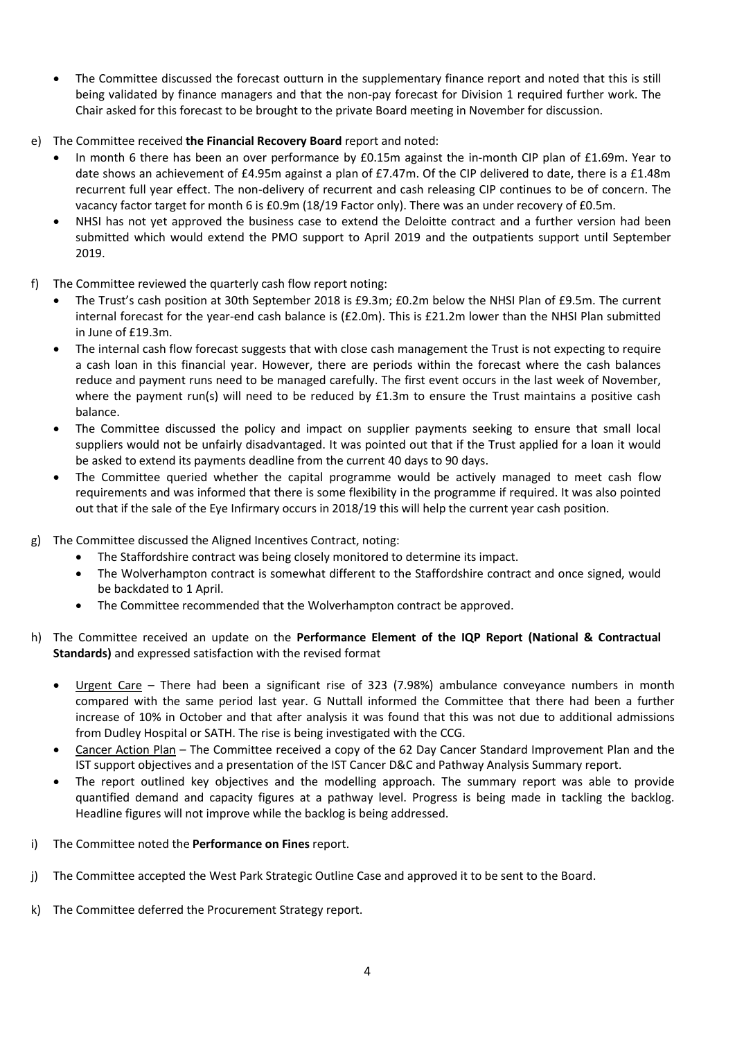- The Committee discussed the forecast outturn in the supplementary finance report and noted that this is still being validated by finance managers and that the non-pay forecast for Division 1 required further work. The Chair asked for this forecast to be brought to the private Board meeting in November for discussion.

e) The Committee received **the Financial Recovery Board** report and noted:
   - In month 6 there has been an over performance by £0.15m against the in-month CIP plan of £1.69m. Year to date shows an achievement of £4.95m against a plan of £7.47m. Of the CIP delivered to date, there is a £1.48m recurrent full year effect. The non-delivery of recurrent and cash releasing CIP continues to be of concern. The vacancy factor target for month 6 is £0.9m (18/19 Factor only). There was an under recovery of £0.5m.
   - NHSI has not yet approved the business case to extend the Deloitte contract and a further version had been submitted which would extend the PMO support to April 2019 and the outpatients support until September 2019.

f) The Committee reviewed the quarterly cash flow report noting:
   - The Trust's cash position at 30th September 2018 is £9.3m; £0.2m below the NHSI Plan of £9.5m. The current internal forecast for the year-end cash balance is (£2.0m). This is £21.2m lower than the NHSI Plan submitted in June of £19.3m.
   - The internal cash flow forecast suggests that with close cash management the Trust is not expecting to require a cash loan in this financial year. However, there are periods within the forecast where the cash balances reduce and payment runs need to be managed carefully. The first event occurs in the last week of November, where the payment run(s) will need to be reduced by £1.3m to ensure the Trust maintains a positive cash balance.
   - The Committee discussed the policy and impact on supplier payments seeking to ensure that small local suppliers would not be unfairly disadvantaged. It was pointed out that if the Trust applied for a loan it would be asked to extend its payments deadline from the current 40 days to 90 days.
   - The Committee queried whether the capital programme would be actively managed to meet cash flow requirements and was informed that there is some flexibility in the programme if required. It was also pointed out that if the sale of the Eye Infirmary occurs in 2018/19 this will help the current year cash position.

g) The Committee discussed the Aligned Incentives Contract, noting:
   - The Staffordshire contract was being closely monitored to determine its impact.
   - The Wolverhampton contract is somewhat different to the Staffordshire contract and once signed, would be backdated to 1 April.
   - The Committee recommended that the Wolverhampton contract be approved.

h) The Committee received an update on the **Performance Element of the IQP Report (National & Contractual Standards)** and expressed satisfaction with the revised format
   - Urgent Care – There had been a significant rise of 323 (7.98%) ambulance conveyance numbers in month compared with the same period last year. G Nuttall informed the Committee that there had been a further increase of 10% in October and that after analysis it was found that this was not due to additional admissions from Dudley Hospital or SATH. The rise is being investigated with the CCG.
   - Cancer Action Plan – The Committee received a copy of the 62 Day Cancer Standard Improvement Plan and the IST support objectives and a presentation of the IST Cancer D&C and Pathway Analysis Summary report.
   - The report outlined key objectives and the modelling approach. The summary report was able to provide quantified demand and capacity figures at a pathway level. Progress is being made in tackling the backlog. Headline figures will not improve while the backlog is being addressed.

i) The Committee noted the **Performance on Fines** report.

j) The Committee accepted the West Park Strategic Outline Case and approved it to be sent to the Board.

k) The Committee deferred the Procurement Strategy report.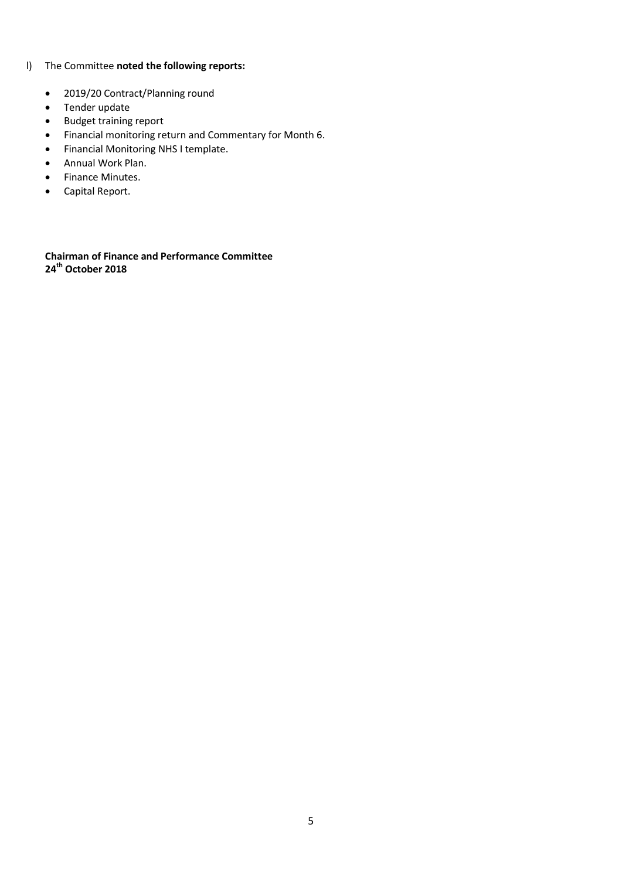l) The Committee **noted the following reports:**

- 2019/20 Contract/Planning round
- Tender update
- Budget training report
- Financial monitoring return and Commentary for Month 6.
- Financial Monitoring NHS I template.
- Annual Work Plan.
- Finance Minutes.
- Capital Report.

**Chairman of Finance and Performance Committee**
**24th October 2018**